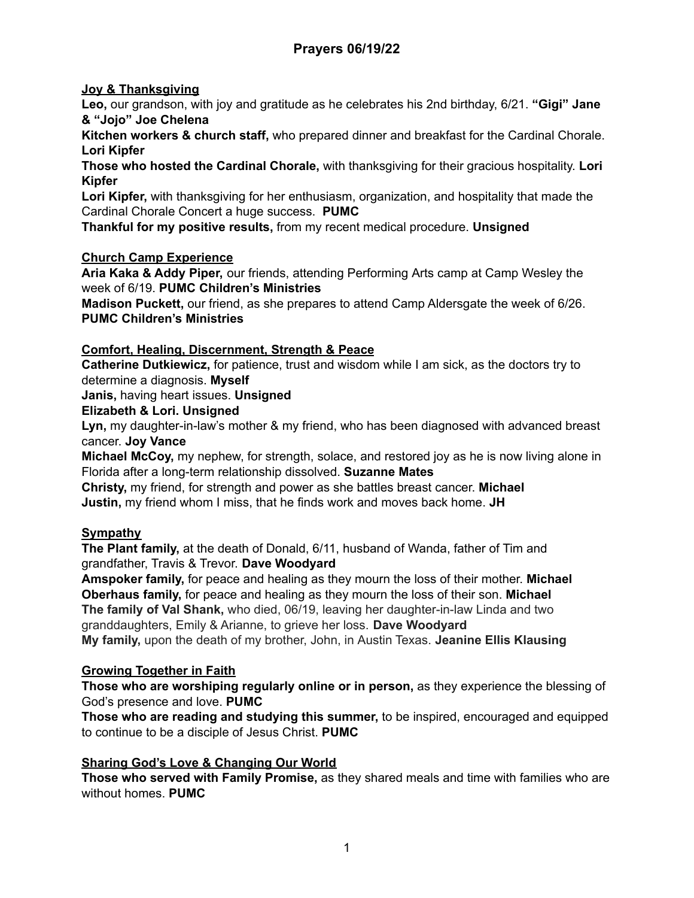# Prayers 06/19/22

**Joy & Thanksgiving**

**Leo,** our grandson, with joy and gratitude as he celebrates his 2nd birthday, 6/21. **"Gigi" Jane & "Jojo" Joe Chelena**

**Kitchen workers & church staff,** who prepared dinner and breakfast for the Cardinal Chorale. **Lori Kipfer**

**Those who hosted the Cardinal Chorale,** with thanksgiving for their gracious hospitality. **Lori Kipfer**

**Lori Kipfer,** with thanksgiving for her enthusiasm, organization, and hospitality that made the Cardinal Chorale Concert a huge success. **PUMC**

**Thankful for my positive results,** from my recent medical procedure. **Unsigned**

**Church Camp Experience**

**Aria Kaka & Addy Piper,** our friends, attending Performing Arts camp at Camp Wesley the week of 6/19. **PUMC Children's Ministries**

**Madison Puckett,** our friend, as she prepares to attend Camp Aldersgate the week of 6/26. **PUMC Children's Ministries**

**Comfort, Healing, Discernment, Strength & Peace**

**Catherine Dutkiewicz,** for patience, trust and wisdom while I am sick, as the doctors try to determine a diagnosis. **Myself**

**Janis,** having heart issues. **Unsigned**

**Elizabeth & Lori. Unsigned**

**Lyn,** my daughter-in-law's mother & my friend, who has been diagnosed with advanced breast cancer. **Joy Vance**

**Michael McCoy,** my nephew, for strength, solace, and restored joy as he is now living alone in Florida after a long-term relationship dissolved. **Suzanne Mates**

**Christy,** my friend, for strength and power as she battles breast cancer. **Michael**

**Justin,** my friend whom I miss, that he finds work and moves back home. **JH**

**Sympathy**

**The Plant family,** at the death of Donald, 6/11, husband of Wanda, father of Tim and grandfather, Travis & Trevor. **Dave Woodyard**

**Amspoker family,** for peace and healing as they mourn the loss of their mother. **Michael**

**Oberhaus family,** for peace and healing as they mourn the loss of their son. **Michael**

**The family of Val Shank,** who died, 06/19, leaving her daughter-in-law Linda and two granddaughters, Emily & Arianne, to grieve her loss. **Dave Woodyard**

**My family,** upon the death of my brother, John, in Austin Texas. **Jeanine Ellis Klausing**

**Growing Together in Faith**

**Those who are worshiping regularly online or in person,** as they experience the blessing of God's presence and love. **PUMC**

**Those who are reading and studying this summer,** to be inspired, encouraged and equipped to continue to be a disciple of Jesus Christ. **PUMC**

**Sharing God's Love & Changing Our World**

**Those who served with Family Promise,** as they shared meals and time with families who are without homes. **PUMC**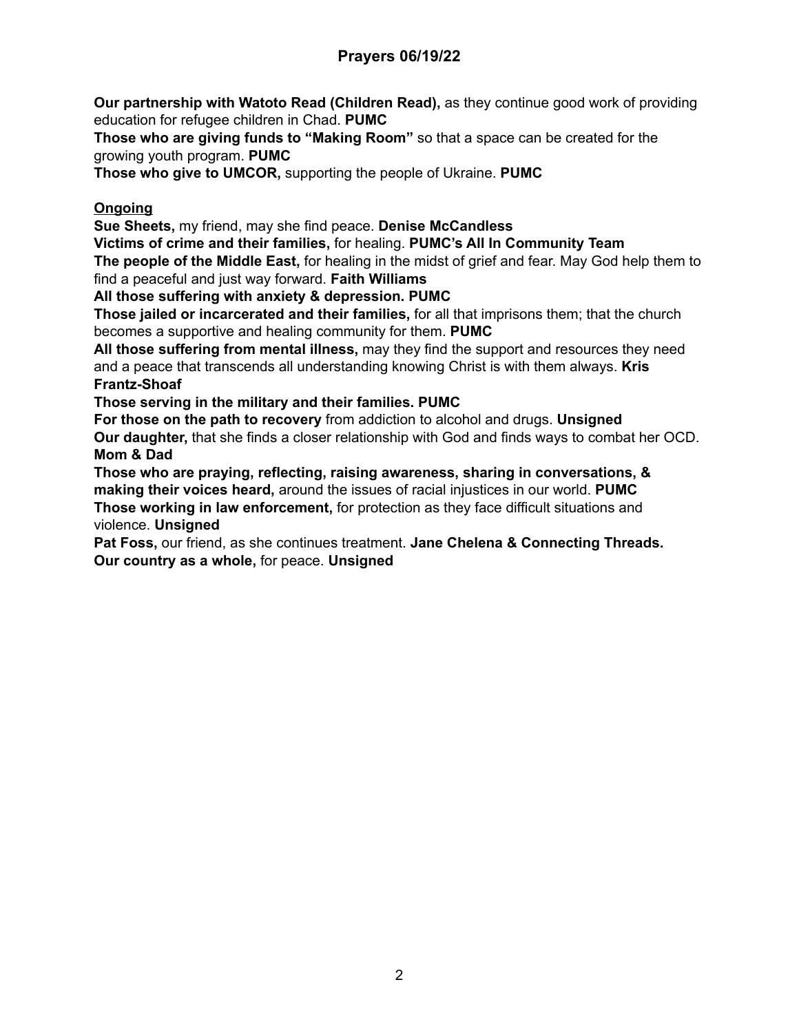## Prayers 06/19/22

**Our partnership with Watoto Read (Children Read),** as they continue good work of providing education for refugee children in Chad. **PUMC**

**Those who are giving funds to "Making Room"** so that a space can be created for the growing youth program. **PUMC**

**Those who give to UMCOR,** supporting the people of Ukraine. **PUMC**

**<u>Ongoing</u>**

**Sue Sheets,** my friend, may she find peace. **Denise McCandless**

**Victims of crime and their families,** for healing. **PUMC's All In Community Team**

**The people of the Middle East,** for healing in the midst of grief and fear. May God help them to find a peaceful and just way forward. **Faith Williams**

**All those suffering with anxiety & depression. PUMC**

**Those jailed or incarcerated and their families,** for all that imprisons them; that the church becomes a supportive and healing community for them. **PUMC**

**All those suffering from mental illness,** may they find the support and resources they need and a peace that transcends all understanding knowing Christ is with them always. **Kris Frantz-Shoaf**

**Those serving in the military and their families. PUMC**

**For those on the path to recovery** from addiction to alcohol and drugs. **Unsigned**

**Our daughter,** that she finds a closer relationship with God and finds ways to combat her OCD. **Mom & Dad**

**Those who are praying, reflecting, raising awareness, sharing in conversations, & making their voices heard,** around the issues of racial injustices in our world. **PUMC**

**Those working in law enforcement,** for protection as they face difficult situations and violence. **Unsigned**

**Pat Foss,** our friend, as she continues treatment. **Jane Chelena & Connecting Threads.**

**Our country as a whole,** for peace. **Unsigned**